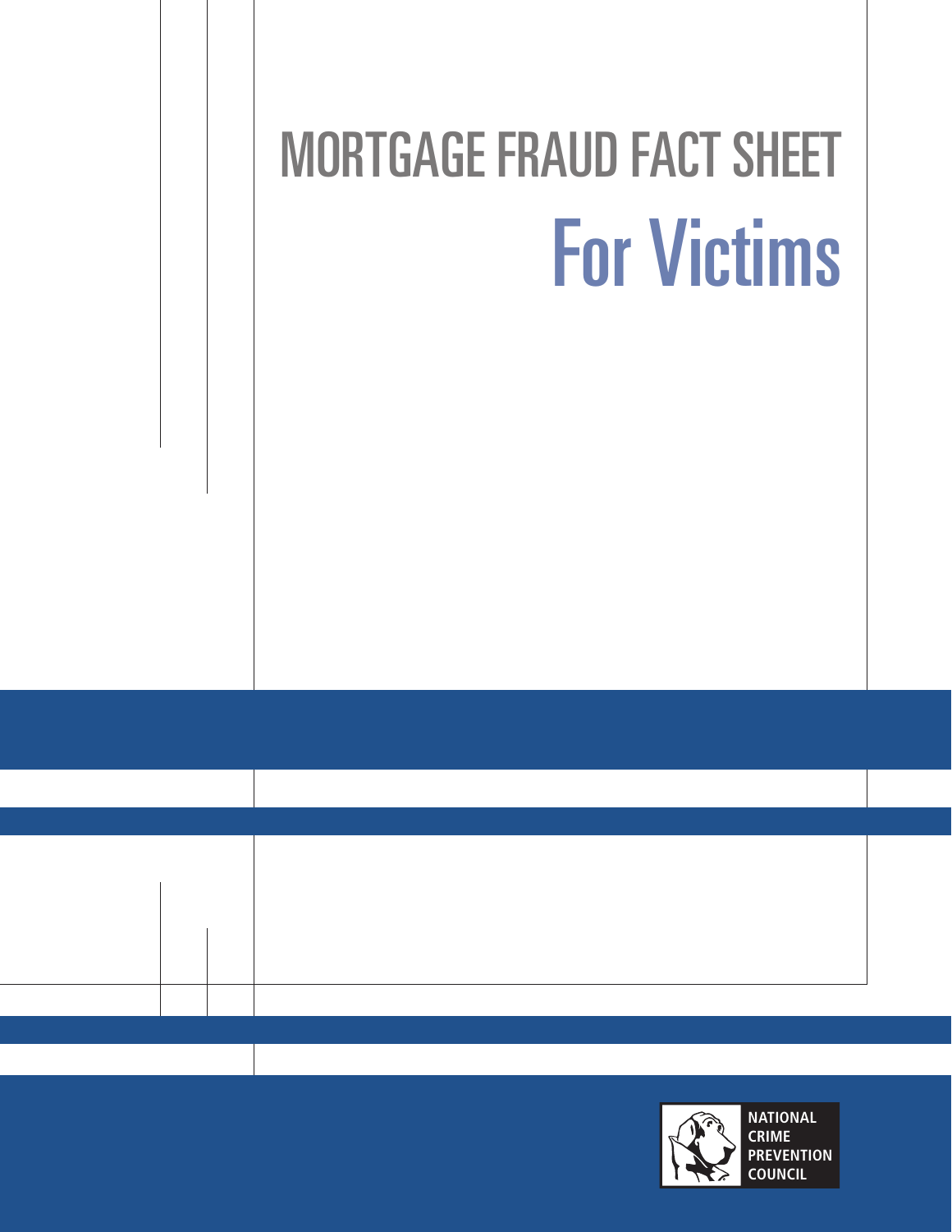# MORTGAGE FRAUD FACT SHEET

## For Victims

NATIONAL CRIME PREVENTION COUNCIL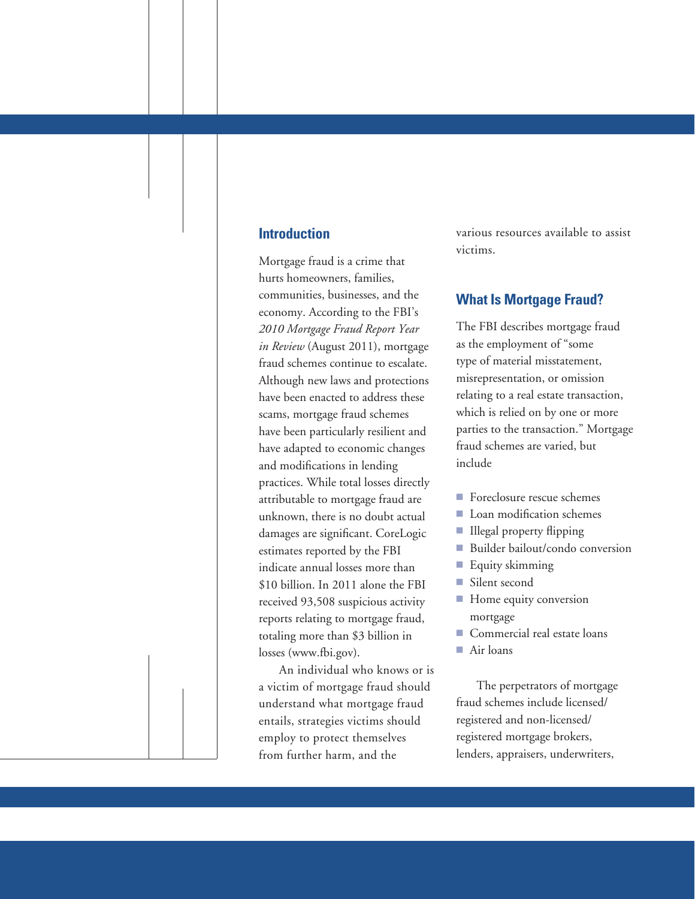## Introduction

Mortgage fraud is a crime that hurts homeowners, families, communities, businesses, and the economy. According to the FBI's *2010 Mortgage Fraud Report Year in Review* (August 2011), mortgage fraud schemes continue to escalate. Although new laws and protections have been enacted to address these scams, mortgage fraud schemes have been particularly resilient and have adapted to economic changes and modifications in lending practices. While total losses directly attributable to mortgage fraud are unknown, there is no doubt actual damages are significant. CoreLogic estimates reported by the FBI indicate annual losses more than $10 billion. In 2011 alone the FBI received 93,508 suspicious activity reports relating to mortgage fraud, totaling more than $3 billion in losses (www.fbi.gov).

An individual who knows or is a victim of mortgage fraud should understand what mortgage fraud entails, strategies victims should employ to protect themselves from further harm, and the various resources available to assist victims.

## What Is Mortgage Fraud?

The FBI describes mortgage fraud as the employment of "some type of material misstatement, misrepresentation, or omission relating to a real estate transaction, which is relied on by one or more parties to the transaction." Mortgage fraud schemes are varied, but include

- Foreclosure rescue schemes
- Loan modification schemes
- Illegal property flipping
- Builder bailout/condo conversion
- Equity skimming
- Silent second
- Home equity conversion mortgage
- Commercial real estate loans
- Air loans

The perpetrators of mortgage fraud schemes include licensed/registered and non-licensed/registered mortgage brokers, lenders, appraisers, underwriters,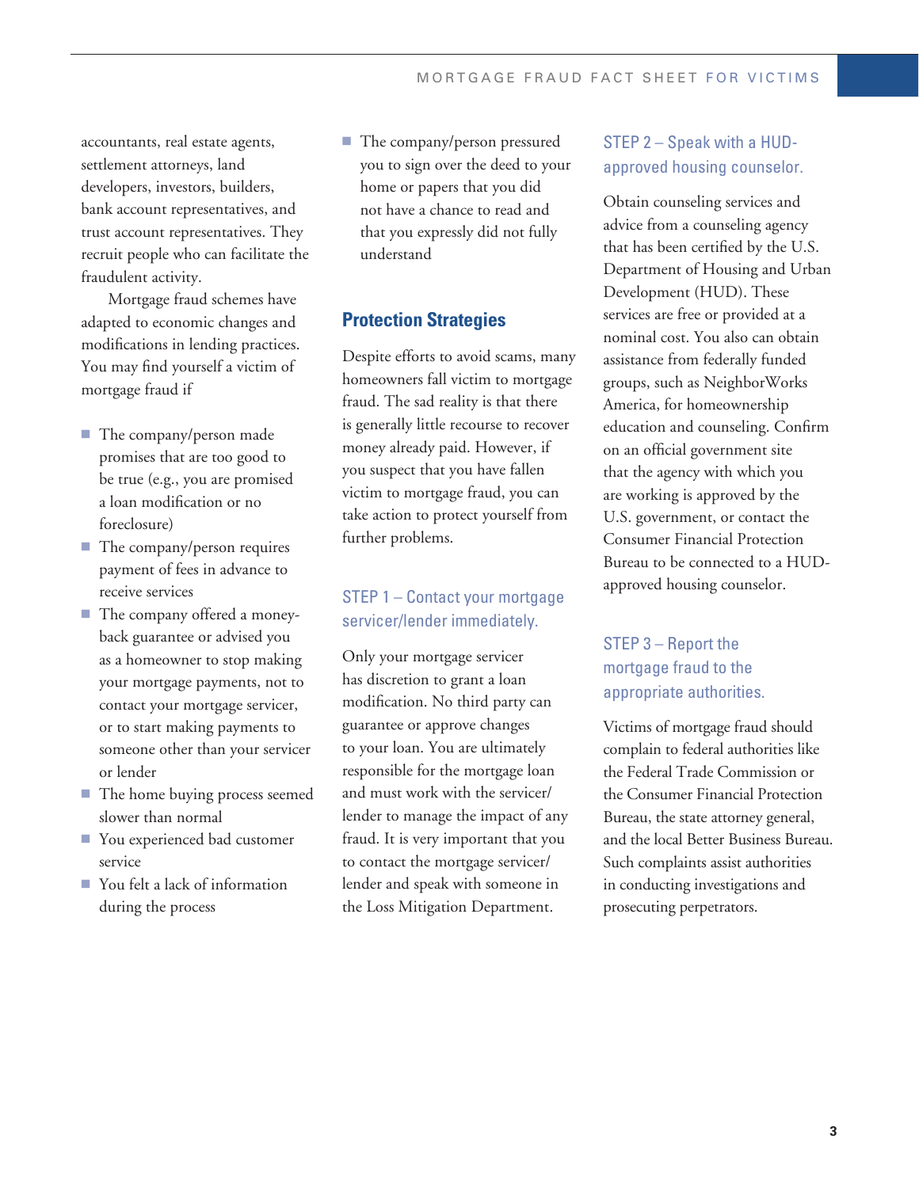accountants, real estate agents, settlement attorneys, land developers, investors, builders, bank account representatives, and trust account representatives. They recruit people who can facilitate the fraudulent activity.

Mortgage fraud schemes have adapted to economic changes and modifications in lending practices. You may find yourself a victim of mortgage fraud if

- The company/person made promises that are too good to be true (e.g., you are promised a loan modification or no foreclosure)
- The company/person requires payment of fees in advance to receive services
- The company offered a money-back guarantee or advised you as a homeowner to stop making your mortgage payments, not to contact your mortgage servicer, or to start making payments to someone other than your servicer or lender
- The home buying process seemed slower than normal
- You experienced bad customer service
- You felt a lack of information during the process
- The company/person pressured you to sign over the deed to your home or papers that you did not have a chance to read and that you expressly did not fully understand

## Protection Strategies

Despite efforts to avoid scams, many homeowners fall victim to mortgage fraud. The sad reality is that there is generally little recourse to recover money already paid. However, if you suspect that you have fallen victim to mortgage fraud, you can take action to protect yourself from further problems.

### STEP 1 – Contact your mortgage servicer/lender immediately.

Only your mortgage servicer has discretion to grant a loan modification. No third party can guarantee or approve changes to your loan. You are ultimately responsible for the mortgage loan and must work with the servicer/lender to manage the impact of any fraud. It is very important that you to contact the mortgage servicer/lender and speak with someone in the Loss Mitigation Department.

### STEP 2 – Speak with a HUD-approved housing counselor.

Obtain counseling services and advice from a counseling agency that has been certified by the U.S. Department of Housing and Urban Development (HUD). These services are free or provided at a nominal cost. You also can obtain assistance from federally funded groups, such as NeighborWorks America, for homeownership education and counseling. Confirm on an official government site that the agency with which you are working is approved by the U.S. government, or contact the Consumer Financial Protection Bureau to be connected to a HUD-approved housing counselor.

### STEP 3 – Report the mortgage fraud to the appropriate authorities.

Victims of mortgage fraud should complain to federal authorities like the Federal Trade Commission or the Consumer Financial Protection Bureau, the state attorney general, and the local Better Business Bureau. Such complaints assist authorities in conducting investigations and prosecuting perpetrators.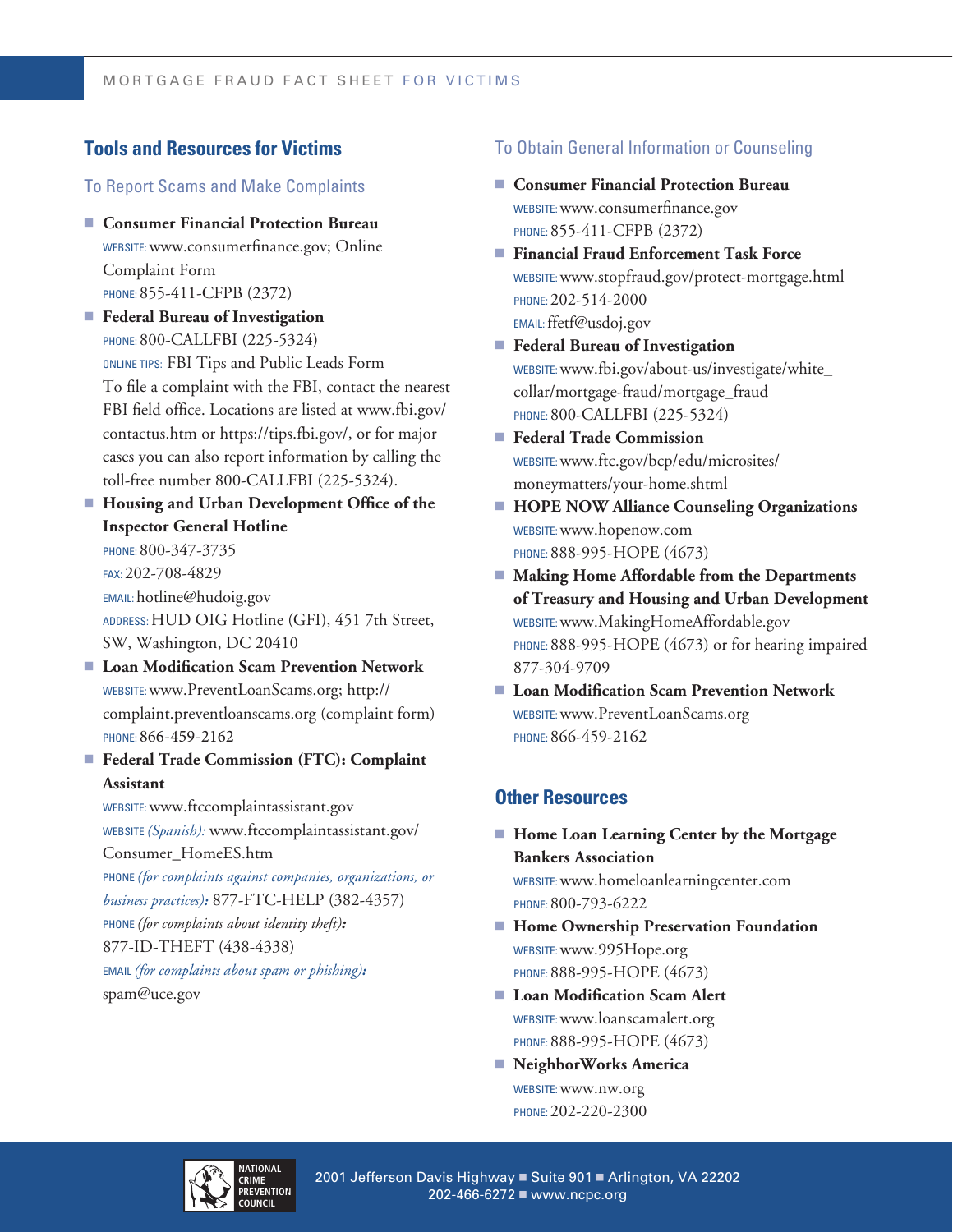## Tools and Resources for Victims

### To Report Scams and Make Complaints

- **Consumer Financial Protection Bureau**
  WEBSITE: www.consumerfinance.gov; Online Complaint Form
  PHONE: 855-411-CFPB (2372)
- **Federal Bureau of Investigation**
  PHONE: 800-CALLFBI (225-5324)
  ONLINE TIPS: FBI Tips and Public Leads Form
  To file a complaint with the FBI, contact the nearest FBI field office. Locations are listed at www.fbi.gov/contactus.htm or https://tips.fbi.gov/, or for major cases you can also report information by calling the toll-free number 800-CALLFBI (225-5324).
- **Housing and Urban Development Office of the Inspector General Hotline**
  PHONE: 800-347-3735
  FAX: 202-708-4829
  EMAIL: hotline@hudoig.gov
  ADDRESS: HUD OIG Hotline (GFI), 451 7th Street, SW, Washington, DC 20410
- **Loan Modification Scam Prevention Network**
  WEBSITE: www.PreventLoanScams.org; http://complaint.preventloanscams.org (complaint form)
  PHONE: 866-459-2162
- **Federal Trade Commission (FTC): Complaint Assistant**
  WEBSITE: www.ftccomplaintassistant.gov
  WEBSITE *(Spanish)*: www.ftccomplaintassistant.gov/Consumer_HomeES.htm
  PHONE *(for complaints against companies, organizations, or business practices)*: 877-FTC-HELP (382-4357)
  PHONE *(for complaints about identity theft)*: 877-ID-THEFT (438-4338)
  EMAIL *(for complaints about spam or phishing)*: spam@uce.gov

### To Obtain General Information or Counseling

- **Consumer Financial Protection Bureau**
  WEBSITE: www.consumerfinance.gov
  PHONE: 855-411-CFPB (2372)
- **Financial Fraud Enforcement Task Force**
  WEBSITE: www.stopfraud.gov/protect-mortgage.html
  PHONE: 202-514-2000
  EMAIL: ffetf@usdoj.gov
- **Federal Bureau of Investigation**
  WEBSITE: www.fbi.gov/about-us/investigate/white_collar/mortgage-fraud/mortgage_fraud
  PHONE: 800-CALLFBI (225-5324)
- **Federal Trade Commission**
  WEBSITE: www.ftc.gov/bcp/edu/microsites/moneymatters/your-home.shtml
- **HOPE NOW Alliance Counseling Organizations**
  WEBSITE: www.hopenow.com
  PHONE: 888-995-HOPE (4673)
- **Making Home Affordable from the Departments of Treasury and Housing and Urban Development**
  WEBSITE: www.MakingHomeAffordable.gov
  PHONE: 888-995-HOPE (4673) or for hearing impaired 877-304-9709
- **Loan Modification Scam Prevention Network**
  WEBSITE: www.PreventLoanScams.org
  PHONE: 866-459-2162

## Other Resources

- **Home Loan Learning Center by the Mortgage Bankers Association**
  WEBSITE: www.homeloanlearningcenter.com
  PHONE: 800-793-6222
- **Home Ownership Preservation Foundation**
  WEBSITE: www.995Hope.org
  PHONE: 888-995-HOPE (4673)
- **Loan Modification Scam Alert**
  WEBSITE: www.loanscamalert.org
  PHONE: 888-995-HOPE (4673)
- **NeighborWorks America**
  WEBSITE: www.nw.org
  PHONE: 202-220-2300

NATIONAL CRIME PREVENTION COUNCIL

2001 Jefferson Davis Highway ■ Suite 901 ■ Arlington, VA 22202
202-466-6272 ■ www.ncpc.org